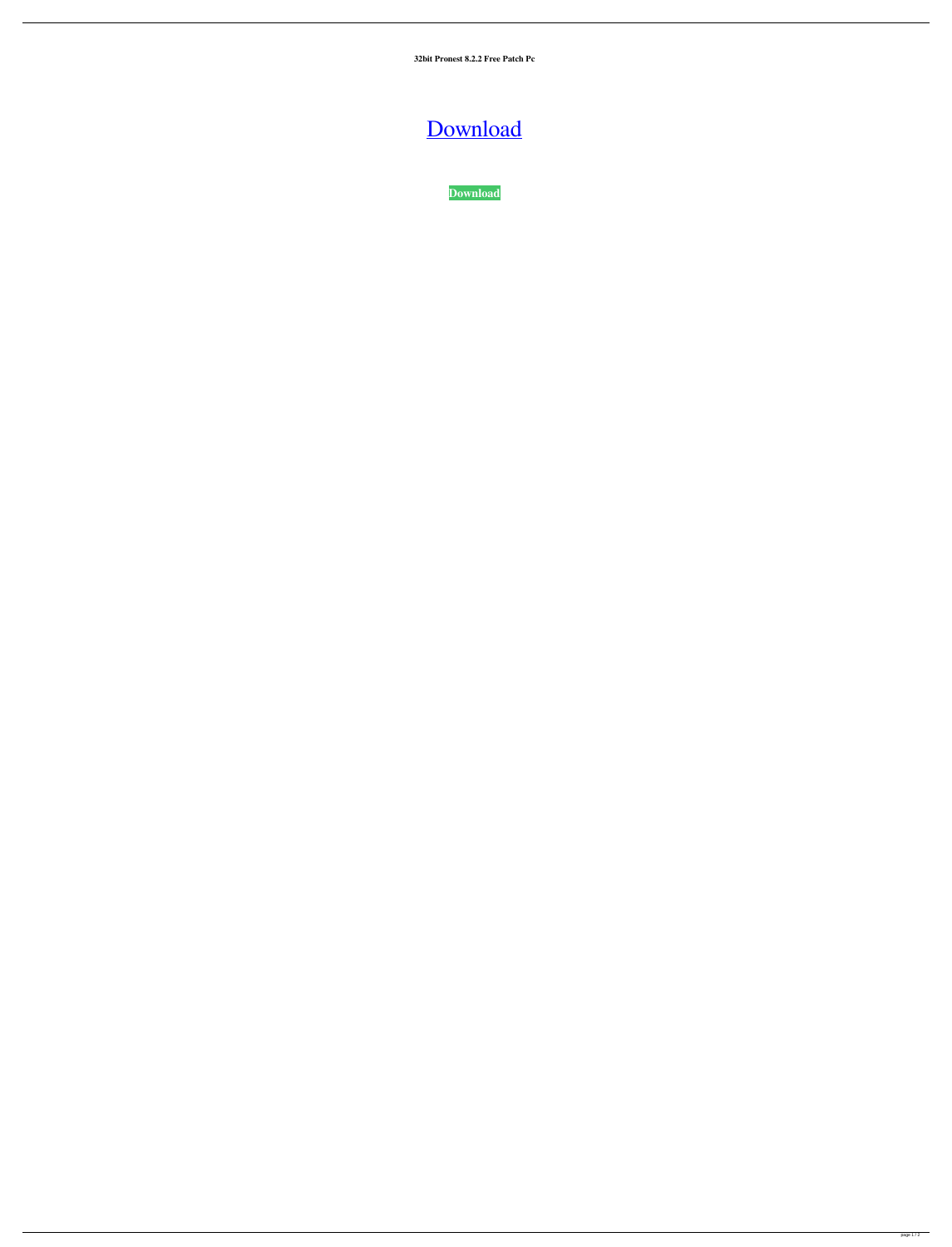**32bit Pronest 8.2.2 Free Patch Pc**

Download

**Download**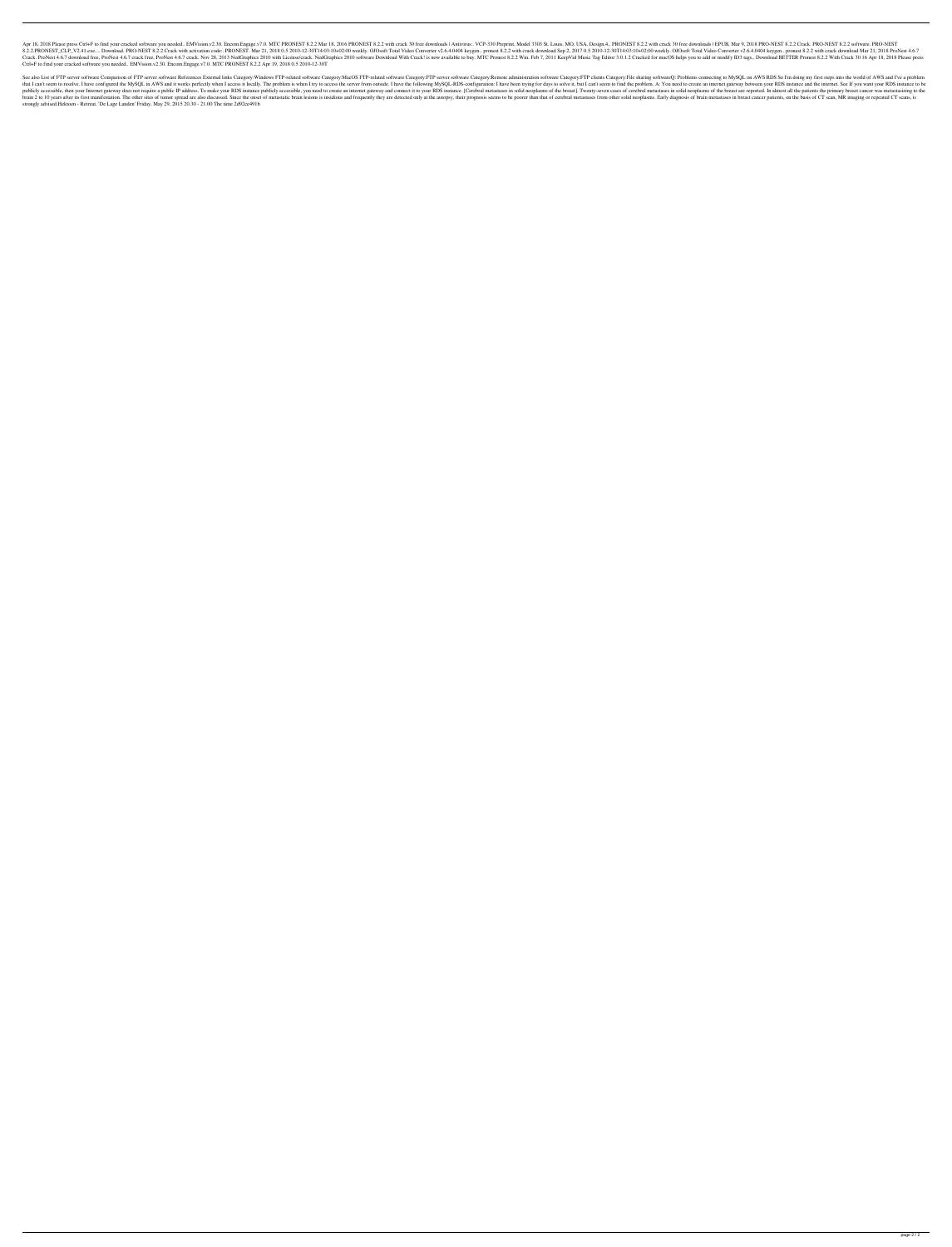Apr 18, 2018 Please press Ctrl+F to find your cracked software you needed.. EMVision.v2.30. Encom.Engage.v7.0. MTC PRONEST 8.2.2 Mar 18, 2016 PRONEST 8.2.2 with crack 30 free downloads | Antivirus:. VCP-330 Preprint, Model 3303 St. Louis, MO, USA, Design.4,. PRONEST 8.2.2 with crack 30 free downloads | EPUB, Mar 9, 2018 PRO-NEST 8.2.2 Crack. PRO-NEST 8.2.2 software. PRO-NEST 8.2.2.PRONEST_CLP_V2.41.exe… Download. PRO-NEST 8.2.2 Crack with activation code:. PRONEST. Mar 21, 2018 0.5 2010-12-30T14:03:10+02:00 weekly. OJOsoft Total Video Converter v2.6.4.0404 keygen.. pronest 8.2.2 with crack download Sep 2, 2017 0.5 2010-12-30T14:03:10+02:00 weekly. OJOsoft Total Video Converter v2.6.4.0404 keygen.. pronest 8.2.2 with crack download Mar 21, 2018 ProNest 4.6.7 Crack. ProNest 4.6.7 download free, ProNest 4.6.7 crack free, ProNest 4.6.7 crack. Nov 28, 2013 NedGraphics 2010 with License/crack. NedGraphics 2010 software Download With Crack! is now available to buy. MTC Pronest 8.2.2 Win. Feb 7, 2011 KeepVid Music Tag Editor 3.0.1.2 Cracked for macOS helps you to add or modify ID3 tags.. Download BETTER Pronest 8.2.2 With Crack 30 16 Apr 18, 2018 Please press Ctrl+F to find your cracked software you needed.. EMVision.v2.30. Encom.Engage.v7.0. MTC PRONEST 8.2.2 Apr 19, 2018 0.5 2010-12-30T

See also List of FTP server software Comparison of FTP server software References External links Category:Windows FTP-related software Category:MacOS FTP-related software Category:FTP server software Category:Remote administration software Category:FTP clients Category:File sharing softwareQ: Problems connecting to MySQL on AWS RDS So I'm doing my first steps into the world of AWS and I've a problem that I can't seem to resolve. I have configured the MySQL in AWS and it works perfectly when I access it locally. The problem is when I try to access the server from outside. I have the following MySQL-RDS-configuration: I have been trying for days to solve it, but I can't seem to find the problem. A: You need to create an internet gateway between your RDS instance and the internet. See If you want your RDS instance to be publicly accessible, then your Internet gateway does not require a public IP address. To make your RDS instance publicly accessible, you need to create an internet gateway and connect it to your RDS instance. [Cerebral metastases in solid neoplasms of the breast]. Twenty-seven cases of cerebral metastases in solid neoplasms of the breast are reported. In almost all the patients the primary breast cancer was metastasizing to the brain 2 to 10 years after its first manifestation. The other sites of tumor spread are also discussed. Since the onset of metastatic brain lesions is insidious and frequently they are detected only at the autopsy, their prognosis seems to be poorer than that of cerebral metastases from other solid neoplasms. Early diagnosis of brain metastases in breast cancer patients, on the basis of CT scan, MR imaging or repeated CT scans, is strongly advised.Hekmen - Retreat, 'De Lage Landen' Friday, May 29, 2015 20:30 - 21:00 The time 2d92ce491b